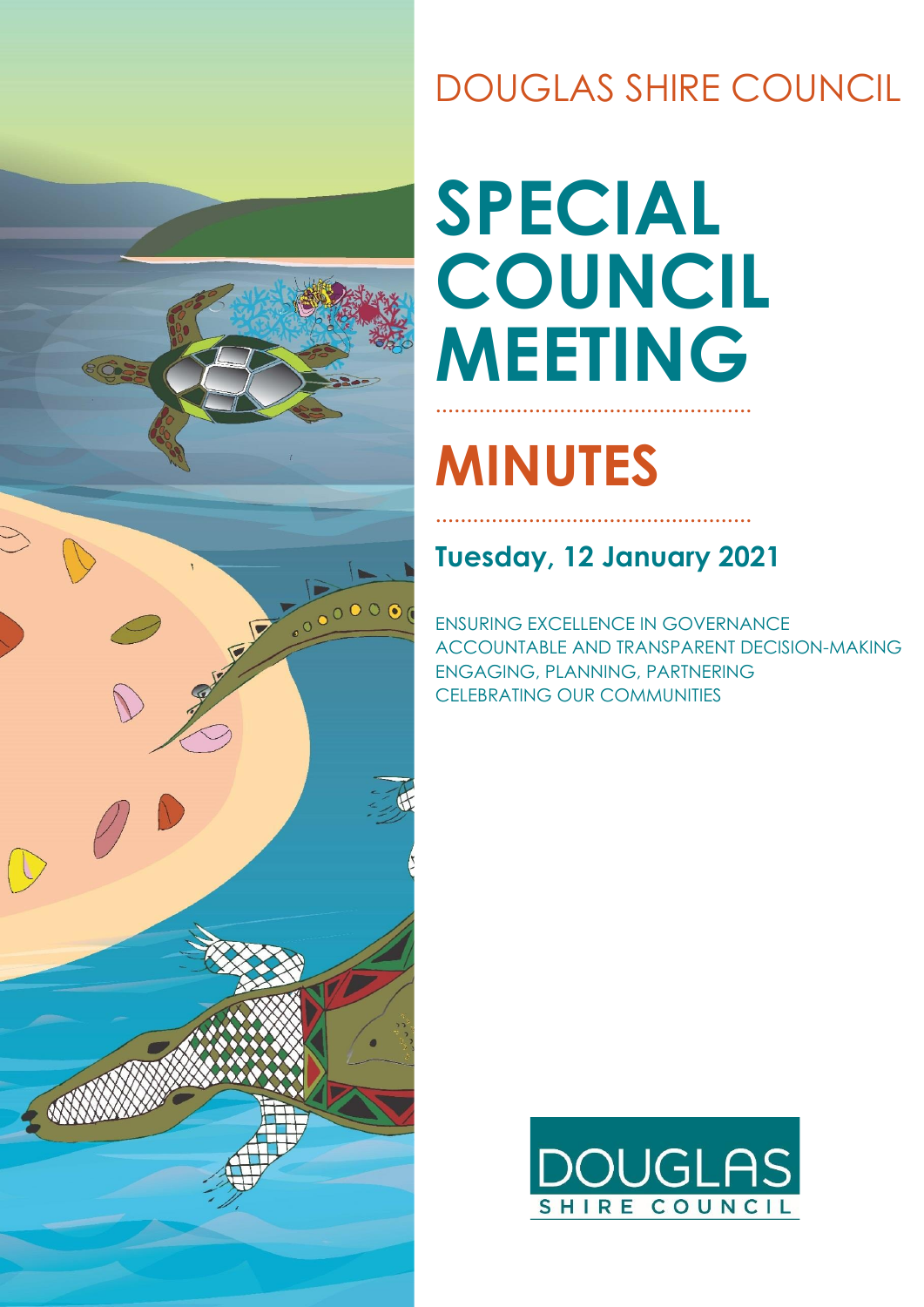DOUGLAS SHIRE COUNCIL

# SPECIAL COUNCIL MEETING

# MINUTES

## Tuesday, 12 January 2021

ENSURING EXCELLENCE IN GOVERNANCE
ACCOUNTABLE AND TRANSPARENT DECISION-MAKING
ENGAGING, PLANNING, PARTNERING
CELEBRATING OUR COMMUNITIES

DOUGLAS SHIRE COUNCIL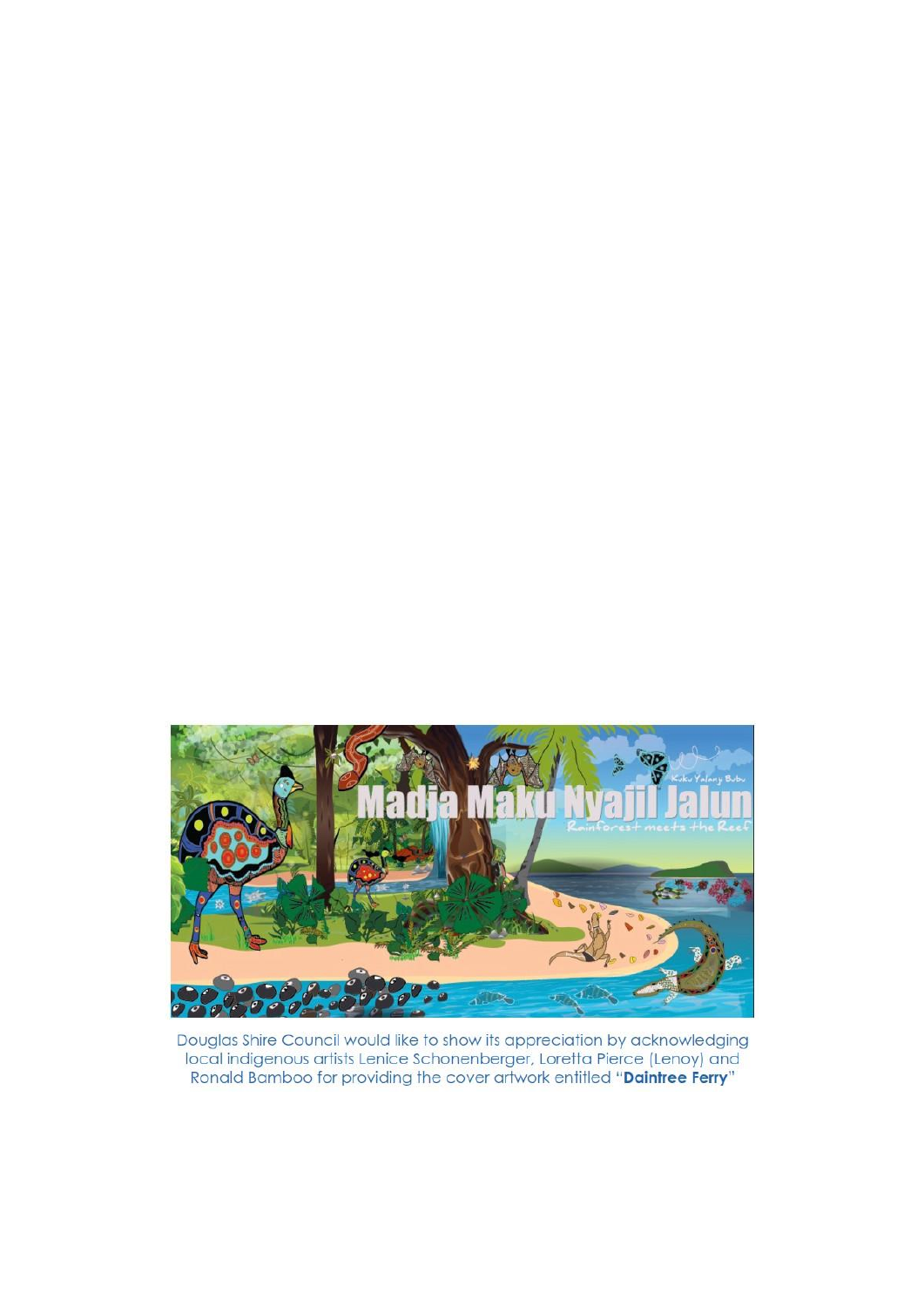Douglas Shire Council would like to show its appreciation by acknowledging local indigenous artists Lenice Schonenberger, Loretta Pierce (Lenoy) and Ronald Bamboo for providing the cover artwork entitled "**Daintree Ferry**"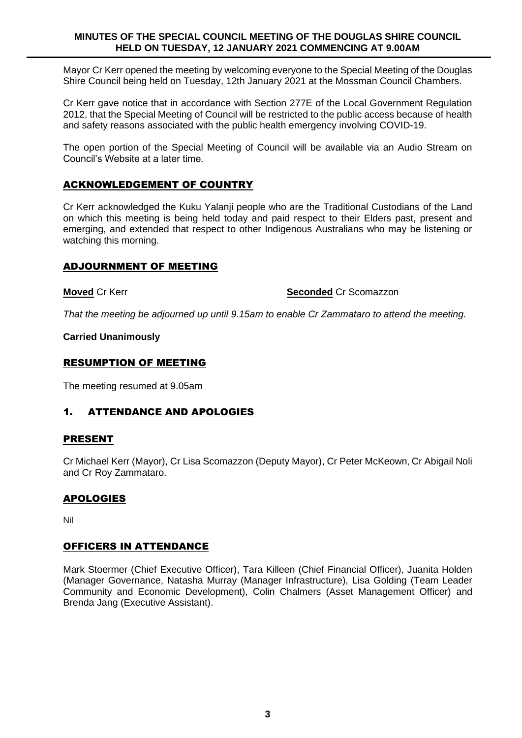**MINUTES OF THE SPECIAL COUNCIL MEETING OF THE DOUGLAS SHIRE COUNCIL HELD ON TUESDAY, 12 JANUARY 2021 COMMENCING AT 9.00AM**

Mayor Cr Kerr opened the meeting by welcoming everyone to the Special Meeting of the Douglas Shire Council being held on Tuesday, 12th January 2021 at the Mossman Council Chambers.

Cr Kerr gave notice that in accordance with Section 277E of the Local Government Regulation 2012, that the Special Meeting of Council will be restricted to the public access because of health and safety reasons associated with the public health emergency involving COVID-19.

The open portion of the Special Meeting of Council will be available via an Audio Stream on Council's Website at a later time.

## ACKNOWLEDGEMENT OF COUNTRY

Cr Kerr acknowledged the Kuku Yalanji people who are the Traditional Custodians of the Land on which this meeting is being held today and paid respect to their Elders past, present and emerging, and extended that respect to other Indigenous Australians who may be listening or watching this morning.

## ADJOURNMENT OF MEETING

**Moved** Cr Kerr **Seconded** Cr Scomazzon

*That the meeting be adjourned up until 9.15am to enable Cr Zammataro to attend the meeting.*

**Carried Unanimously**

## RESUMPTION OF MEETING

The meeting resumed at 9.05am

## 1. ATTENDANCE AND APOLOGIES

### PRESENT

Cr Michael Kerr (Mayor), Cr Lisa Scomazzon (Deputy Mayor), Cr Peter McKeown, Cr Abigail Noli and Cr Roy Zammataro.

### APOLOGIES

Nil

### OFFICERS IN ATTENDANCE

Mark Stoermer (Chief Executive Officer), Tara Killeen (Chief Financial Officer), Juanita Holden (Manager Governance, Natasha Murray (Manager Infrastructure), Lisa Golding (Team Leader Community and Economic Development), Colin Chalmers (Asset Management Officer) and Brenda Jang (Executive Assistant).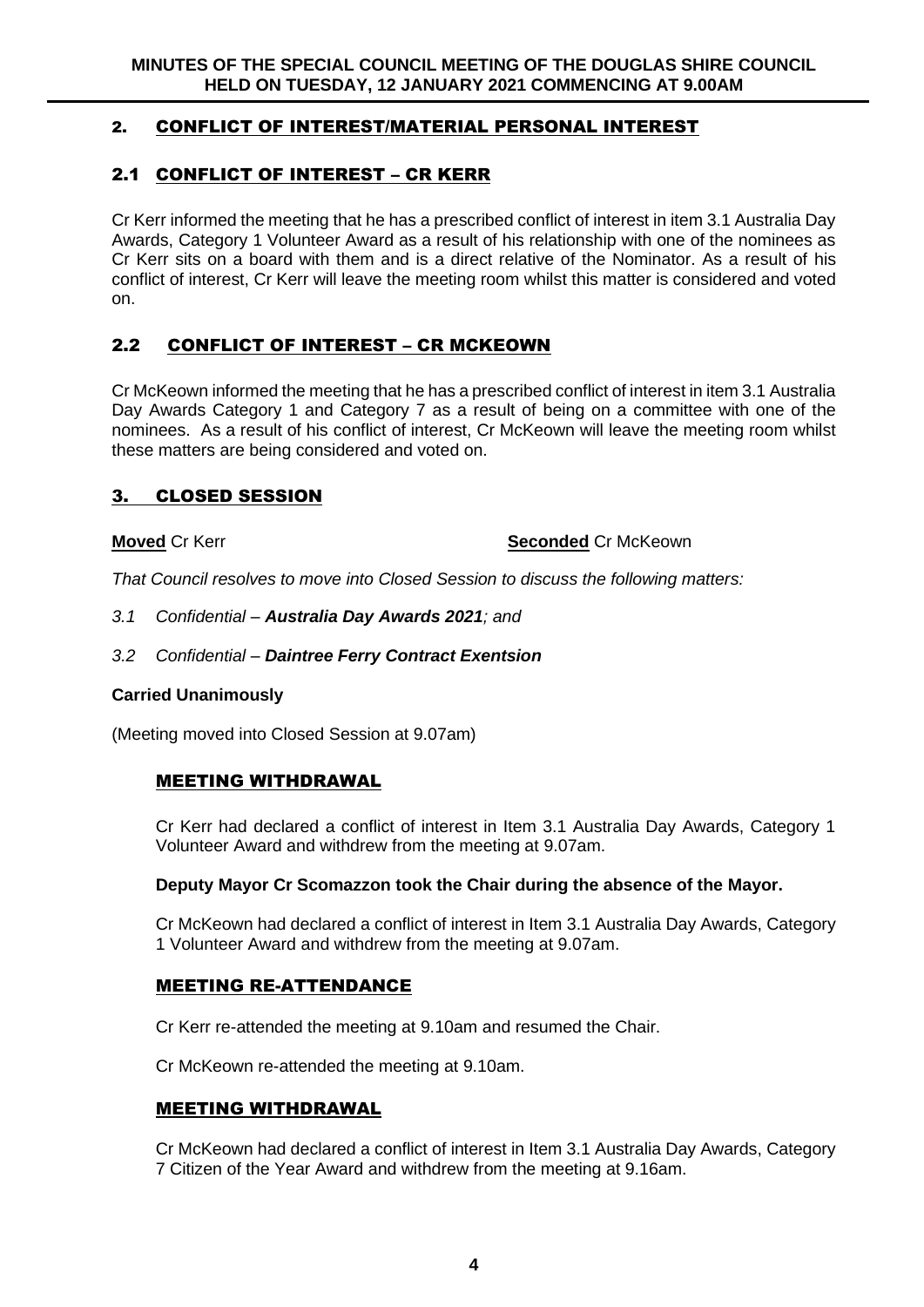## 2. CONFLICT OF INTEREST/MATERIAL PERSONAL INTEREST

## 2.1 CONFLICT OF INTEREST – CR KERR

Cr Kerr informed the meeting that he has a prescribed conflict of interest in item 3.1 Australia Day Awards, Category 1 Volunteer Award as a result of his relationship with one of the nominees as Cr Kerr sits on a board with them and is a direct relative of the Nominator. As a result of his conflict of interest, Cr Kerr will leave the meeting room whilst this matter is considered and voted on.

## 2.2 CONFLICT OF INTEREST – CR MCKEOWN

Cr McKeown informed the meeting that he has a prescribed conflict of interest in item 3.1 Australia Day Awards Category 1 and Category 7 as a result of being on a committee with one of the nominees. As a result of his conflict of interest, Cr McKeown will leave the meeting room whilst these matters are being considered and voted on.

## 3. CLOSED SESSION

**Moved** Cr Kerr **Seconded** Cr McKeown

*That Council resolves to move into Closed Session to discuss the following matters:*

*3.1 Confidential – **Australia Day Awards 2021**; and*

*3.2 Confidential – **Daintree Ferry Contract Exentsion***

**Carried Unanimously**

(Meeting moved into Closed Session at 9.07am)

### MEETING WITHDRAWAL

Cr Kerr had declared a conflict of interest in Item 3.1 Australia Day Awards, Category 1 Volunteer Award and withdrew from the meeting at 9.07am.

**Deputy Mayor Cr Scomazzon took the Chair during the absence of the Mayor.**

Cr McKeown had declared a conflict of interest in Item 3.1 Australia Day Awards, Category 1 Volunteer Award and withdrew from the meeting at 9.07am.

### MEETING RE-ATTENDANCE

Cr Kerr re-attended the meeting at 9.10am and resumed the Chair.

Cr McKeown re-attended the meeting at 9.10am.

### MEETING WITHDRAWAL

Cr McKeown had declared a conflict of interest in Item 3.1 Australia Day Awards, Category 7 Citizen of the Year Award and withdrew from the meeting at 9.16am.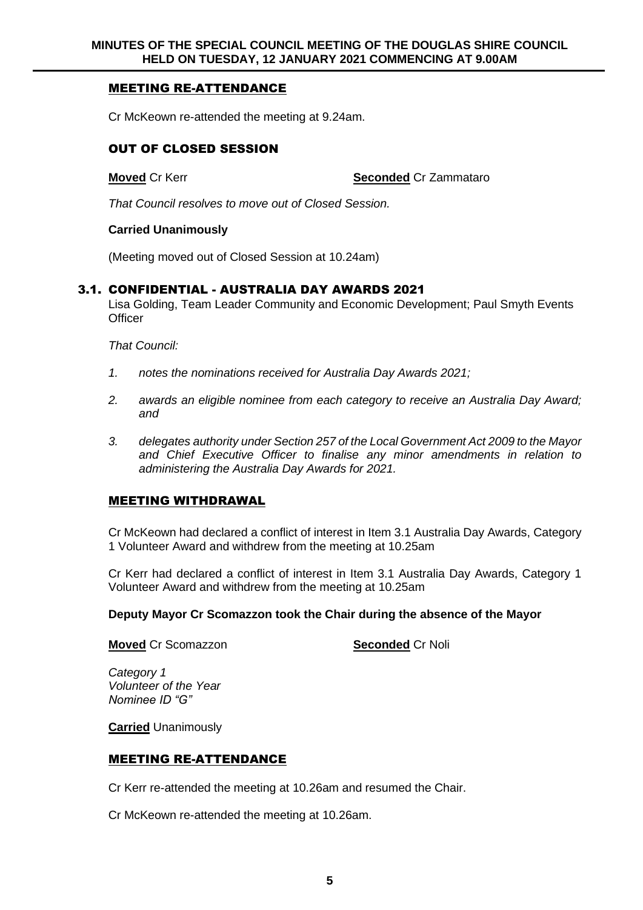## MEETING RE-ATTENDANCE

Cr McKeown re-attended the meeting at 9.24am.

## OUT OF CLOSED SESSION

**Moved** Cr Kerr **Seconded** Cr Zammataro

*That Council resolves to move out of Closed Session.*

**Carried Unanimously**

(Meeting moved out of Closed Session at 10.24am)

## 3.1. CONFIDENTIAL - AUSTRALIA DAY AWARDS 2021

Lisa Golding, Team Leader Community and Economic Development; Paul Smyth Events Officer

*That Council:*

1. *notes the nominations received for Australia Day Awards 2021;*
2. *awards an eligible nominee from each category to receive an Australia Day Award; and*
3. *delegates authority under Section 257 of the Local Government Act 2009 to the Mayor and Chief Executive Officer to finalise any minor amendments in relation to administering the Australia Day Awards for 2021.*

## MEETING WITHDRAWAL

Cr McKeown had declared a conflict of interest in Item 3.1 Australia Day Awards, Category 1 Volunteer Award and withdrew from the meeting at 10.25am

Cr Kerr had declared a conflict of interest in Item 3.1 Australia Day Awards, Category 1 Volunteer Award and withdrew from the meeting at 10.25am

**Deputy Mayor Cr Scomazzon took the Chair during the absence of the Mayor**

**Moved** Cr Scomazzon **Seconded** Cr Noli

*Category 1*
*Volunteer of the Year*
*Nominee ID "G"*

**Carried** Unanimously

## MEETING RE-ATTENDANCE

Cr Kerr re-attended the meeting at 10.26am and resumed the Chair.

Cr McKeown re-attended the meeting at 10.26am.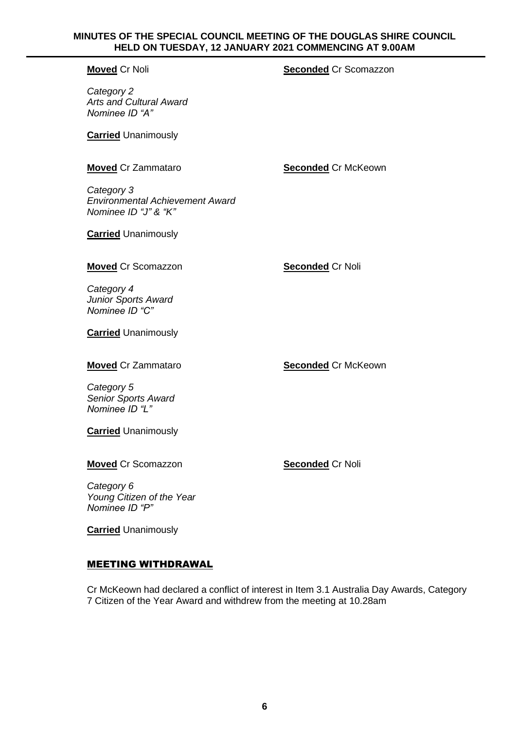**Moved** Cr Noli **Seconded** Cr Scomazzon

*Category 2*
*Arts and Cultural Award*
*Nominee ID "A"*

**Carried** Unanimously

**Moved** Cr Zammataro **Seconded** Cr McKeown

*Category 3*
*Environmental Achievement Award*
*Nominee ID "J" & "K"*

**Carried** Unanimously

**Moved** Cr Scomazzon **Seconded** Cr Noli

*Category 4*
*Junior Sports Award*
*Nominee ID "C"*

**Carried** Unanimously

**Moved** Cr Zammataro **Seconded** Cr McKeown

*Category 5*
*Senior Sports Award*
*Nominee ID "L"*

**Carried** Unanimously

**Moved** Cr Scomazzon **Seconded** Cr Noli

*Category 6*
*Young Citizen of the Year*
*Nominee ID "P"*

**Carried** Unanimously

## MEETING WITHDRAWAL

Cr McKeown had declared a conflict of interest in Item 3.1 Australia Day Awards, Category 7 Citizen of the Year Award and withdrew from the meeting at 10.28am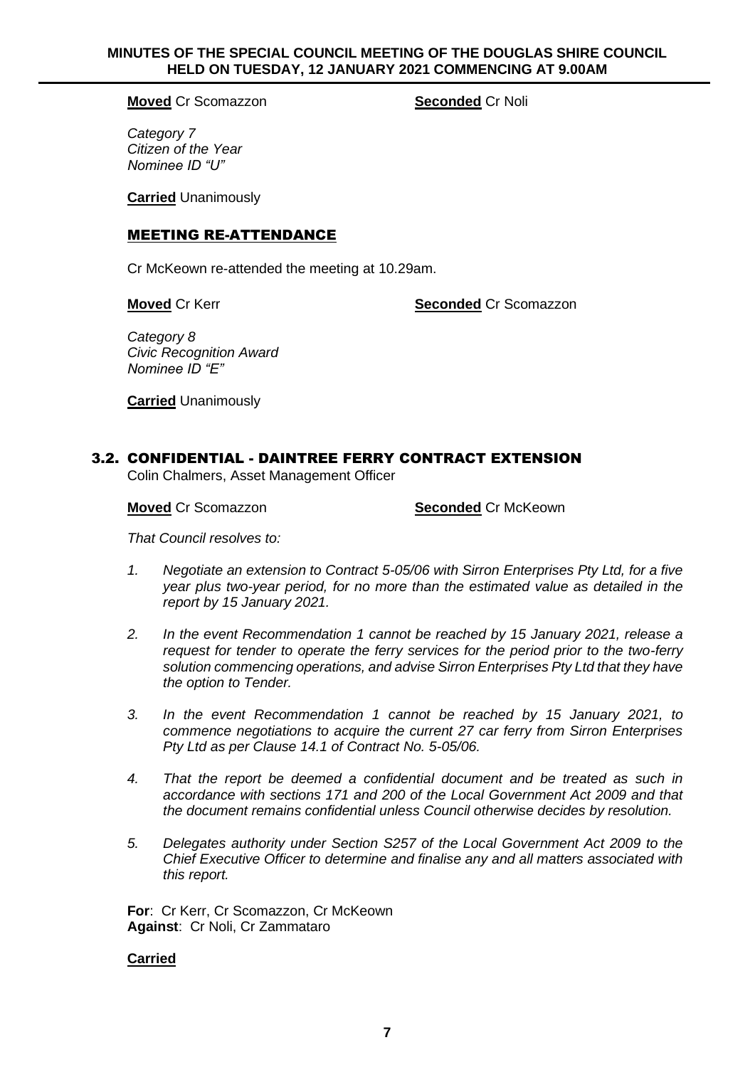**Moved** Cr Scomazzon **Seconded** Cr Noli

*Category 7*
*Citizen of the Year*
*Nominee ID "U"*

**Carried** Unanimously

## MEETING RE-ATTENDANCE

Cr McKeown re-attended the meeting at 10.29am.

**Moved** Cr Kerr **Seconded** Cr Scomazzon

*Category 8*
*Civic Recognition Award*
*Nominee ID "E"*

**Carried** Unanimously

## 3.2. CONFIDENTIAL - DAINTREE FERRY CONTRACT EXTENSION

Colin Chalmers, Asset Management Officer

**Moved** Cr Scomazzon **Seconded** Cr McKeown

*That Council resolves to:*

1. *Negotiate an extension to Contract 5-05/06 with Sirron Enterprises Pty Ltd, for a five year plus two-year period, for no more than the estimated value as detailed in the report by 15 January 2021.*
2. *In the event Recommendation 1 cannot be reached by 15 January 2021, release a request for tender to operate the ferry services for the period prior to the two-ferry solution commencing operations, and advise Sirron Enterprises Pty Ltd that they have the option to Tender.*
3. *In the event Recommendation 1 cannot be reached by 15 January 2021, to commence negotiations to acquire the current 27 car ferry from Sirron Enterprises Pty Ltd as per Clause 14.1 of Contract No. 5-05/06.*
4. *That the report be deemed a confidential document and be treated as such in accordance with sections 171 and 200 of the Local Government Act 2009 and that the document remains confidential unless Council otherwise decides by resolution.*
5. *Delegates authority under Section S257 of the Local Government Act 2009 to the Chief Executive Officer to determine and finalise any and all matters associated with this report.*

**For**: Cr Kerr, Cr Scomazzon, Cr McKeown
**Against**: Cr Noli, Cr Zammataro

**Carried**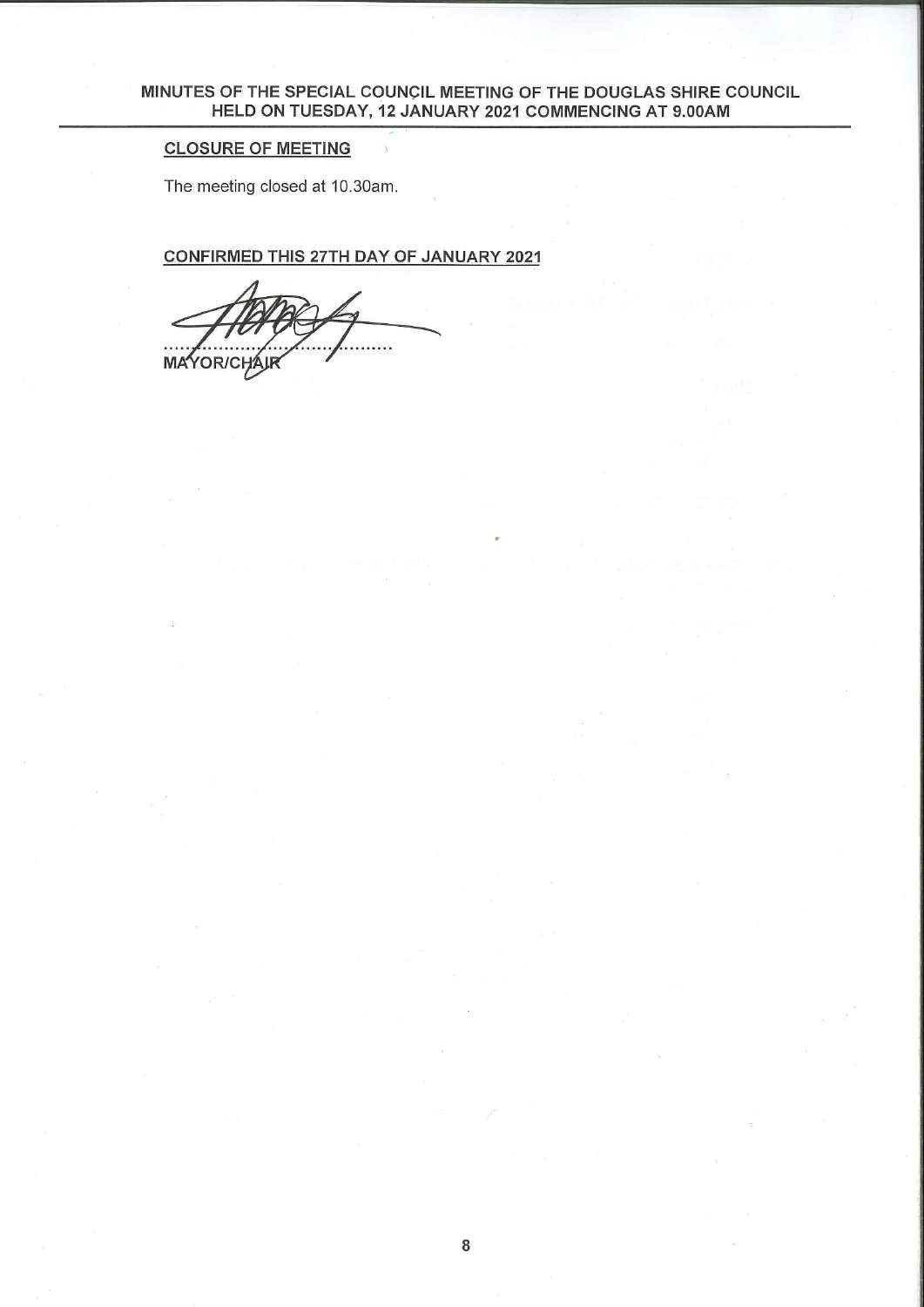**CLOSURE OF MEETING**

The meeting closed at 10.30am.

**CONFIRMED THIS 27TH DAY OF JANUARY 2021**

.................................................

MAYOR/CHAIR